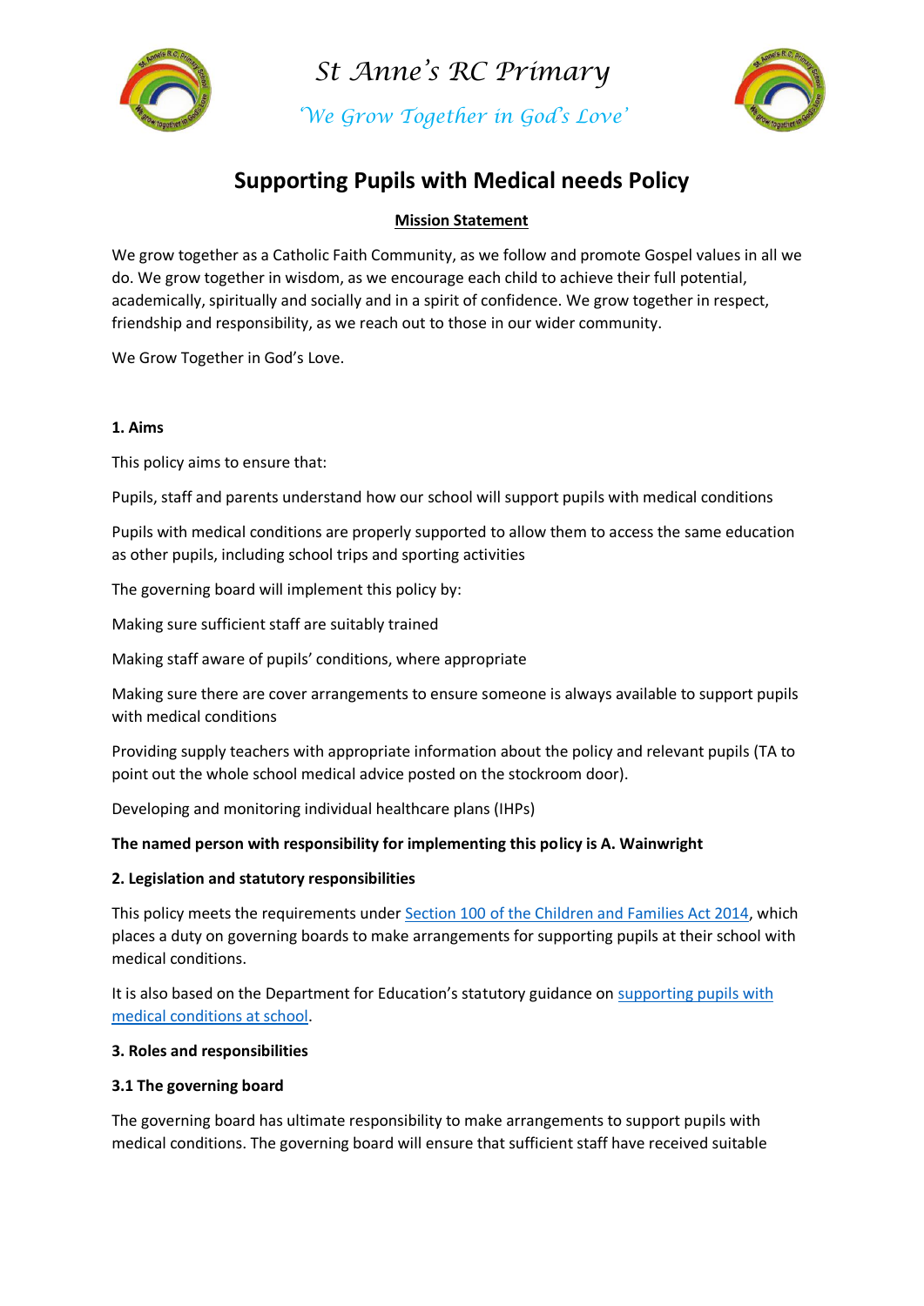St Anne's RC Primary

*'We Grow Together in God's Love'*

# Supporting Pupils with Medical needs Policy

**Mission Statement**

We grow together as a Catholic Faith Community, as we follow and promote Gospel values in all we do. We grow together in wisdom, as we encourage each child to achieve their full potential, academically, spiritually and socially and in a spirit of confidence. We grow together in respect, friendship and responsibility, as we reach out to those in our wider community.

We Grow Together in God's Love.

## 1. Aims

This policy aims to ensure that:

Pupils, staff and parents understand how our school will support pupils with medical conditions

Pupils with medical conditions are properly supported to allow them to access the same education as other pupils, including school trips and sporting activities

The governing board will implement this policy by:

Making sure sufficient staff are suitably trained

Making staff aware of pupils' conditions, where appropriate

Making sure there are cover arrangements to ensure someone is always available to support pupils with medical conditions

Providing supply teachers with appropriate information about the policy and relevant pupils (TA to point out the whole school medical advice posted on the stockroom door).

Developing and monitoring individual healthcare plans (IHPs)

**The named person with responsibility for implementing this policy is A. Wainwright**

## 2. Legislation and statutory responsibilities

This policy meets the requirements under Section 100 of the Children and Families Act 2014, which places a duty on governing boards to make arrangements for supporting pupils at their school with medical conditions.

It is also based on the Department for Education's statutory guidance on supporting pupils with medical conditions at school.

## 3. Roles and responsibilities

### 3.1 The governing board

The governing board has ultimate responsibility to make arrangements to support pupils with medical conditions. The governing board will ensure that sufficient staff have received suitable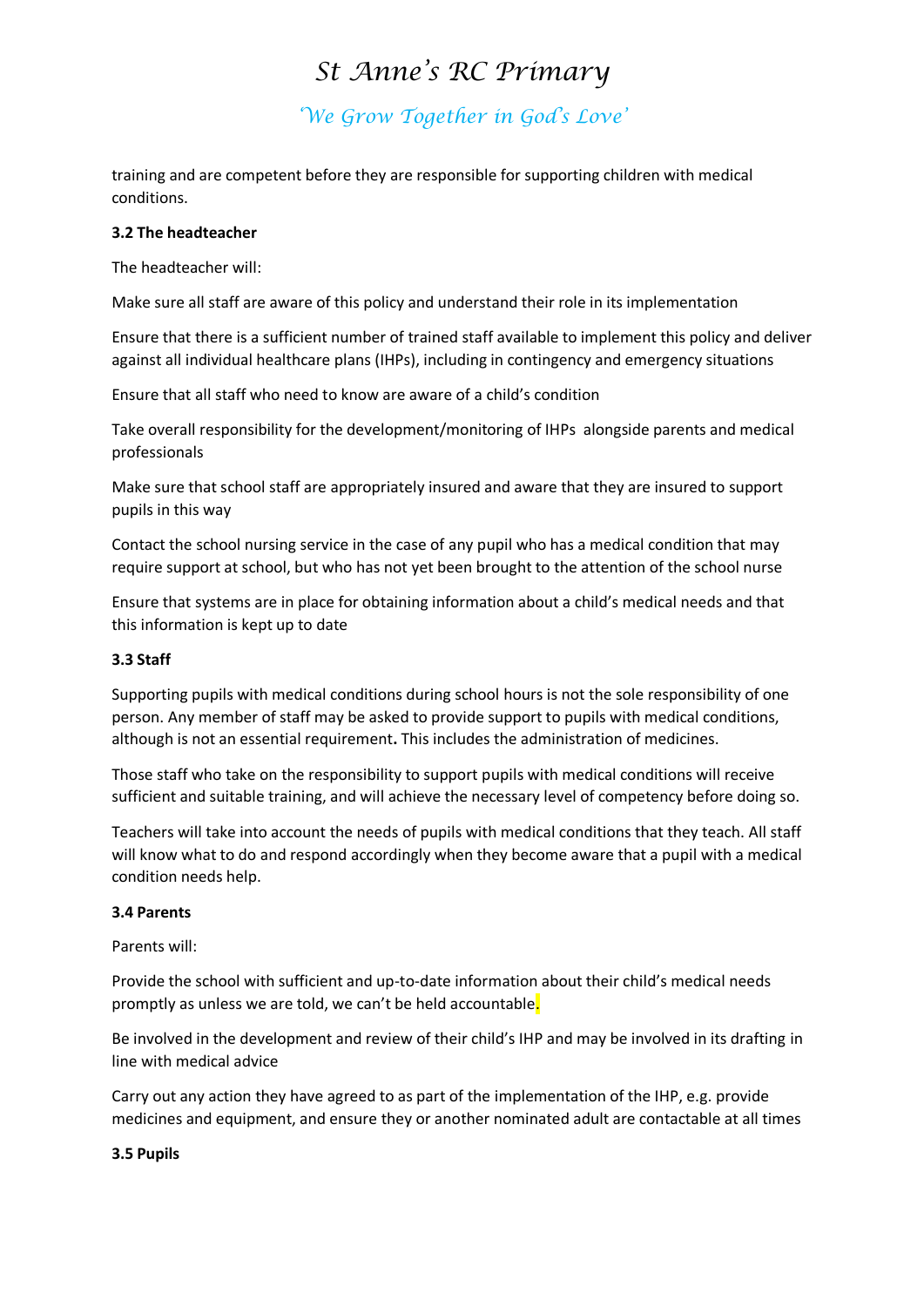training and are competent before they are responsible for supporting children with medical conditions.

**3.2 The headteacher**

The headteacher will:

Make sure all staff are aware of this policy and understand their role in its implementation

Ensure that there is a sufficient number of trained staff available to implement this policy and deliver against all individual healthcare plans (IHPs), including in contingency and emergency situations

Ensure that all staff who need to know are aware of a child's condition

Take overall responsibility for the development/monitoring of IHPs alongside parents and medical professionals

Make sure that school staff are appropriately insured and aware that they are insured to support pupils in this way

Contact the school nursing service in the case of any pupil who has a medical condition that may require support at school, but who has not yet been brought to the attention of the school nurse

Ensure that systems are in place for obtaining information about a child's medical needs and that this information is kept up to date

**3.3 Staff**

Supporting pupils with medical conditions during school hours is not the sole responsibility of one person. Any member of staff may be asked to provide support to pupils with medical conditions, although is not an essential requirement**.** This includes the administration of medicines.

Those staff who take on the responsibility to support pupils with medical conditions will receive sufficient and suitable training, and will achieve the necessary level of competency before doing so.

Teachers will take into account the needs of pupils with medical conditions that they teach. All staff will know what to do and respond accordingly when they become aware that a pupil with a medical condition needs help.

**3.4 Parents**

Parents will:

Provide the school with sufficient and up-to-date information about their child's medical needs promptly as unless we are told, we can't be held accountable.

Be involved in the development and review of their child's IHP and may be involved in its drafting in line with medical advice

Carry out any action they have agreed to as part of the implementation of the IHP, e.g. provide medicines and equipment, and ensure they or another nominated adult are contactable at all times

**3.5 Pupils**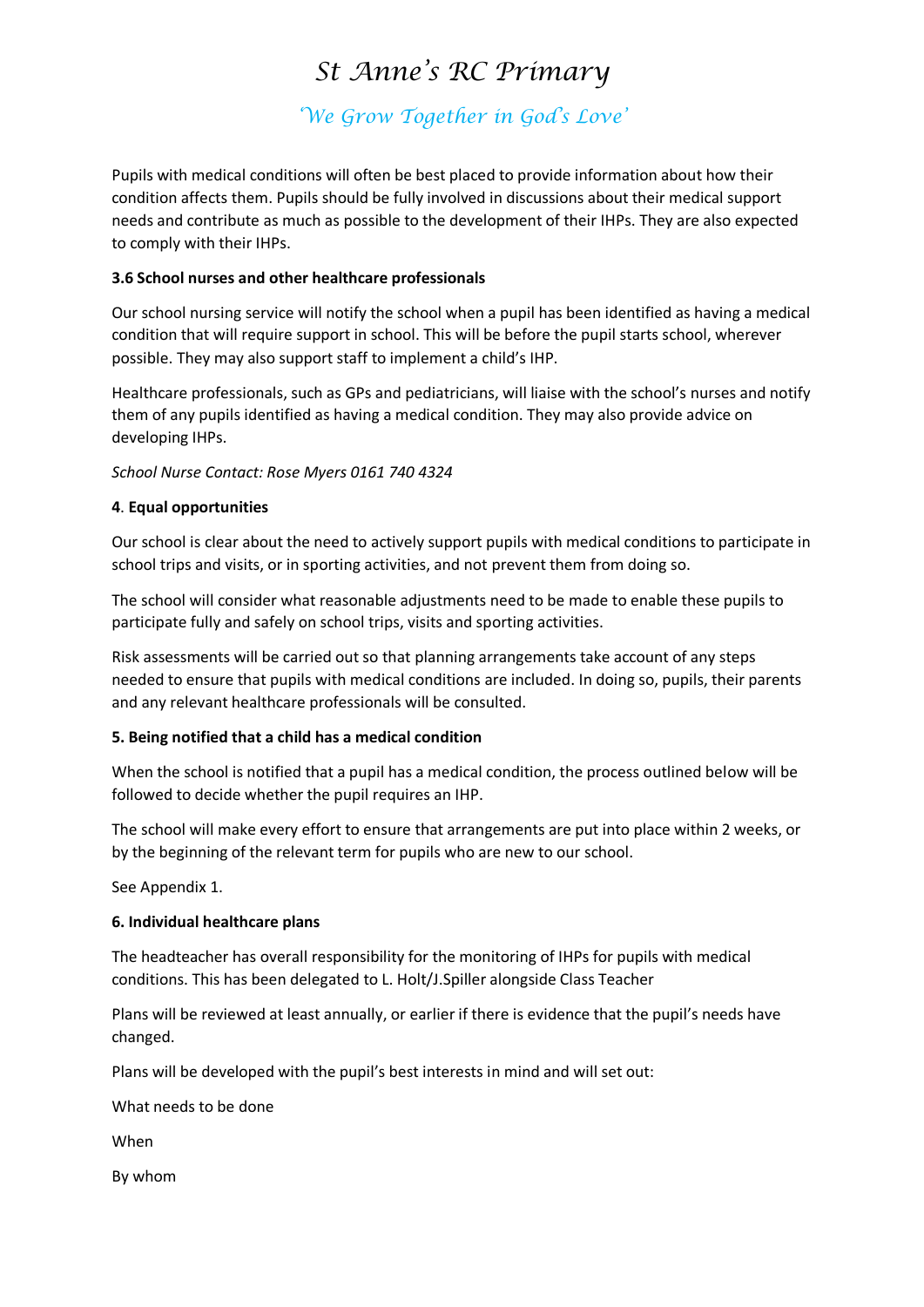Pupils with medical conditions will often be best placed to provide information about how their condition affects them. Pupils should be fully involved in discussions about their medical support needs and contribute as much as possible to the development of their IHPs. They are also expected to comply with their IHPs.

**3.6 School nurses and other healthcare professionals**

Our school nursing service will notify the school when a pupil has been identified as having a medical condition that will require support in school. This will be before the pupil starts school, wherever possible. They may also support staff to implement a child's IHP.

Healthcare professionals, such as GPs and pediatricians, will liaise with the school's nurses and notify them of any pupils identified as having a medical condition. They may also provide advice on developing IHPs.

*School Nurse Contact: Rose Myers 0161 740 4324*

**4. Equal opportunities**

Our school is clear about the need to actively support pupils with medical conditions to participate in school trips and visits, or in sporting activities, and not prevent them from doing so.

The school will consider what reasonable adjustments need to be made to enable these pupils to participate fully and safely on school trips, visits and sporting activities.

Risk assessments will be carried out so that planning arrangements take account of any steps needed to ensure that pupils with medical conditions are included. In doing so, pupils, their parents and any relevant healthcare professionals will be consulted.

**5. Being notified that a child has a medical condition**

When the school is notified that a pupil has a medical condition, the process outlined below will be followed to decide whether the pupil requires an IHP.

The school will make every effort to ensure that arrangements are put into place within 2 weeks, or by the beginning of the relevant term for pupils who are new to our school.

See Appendix 1.

**6. Individual healthcare plans**

The headteacher has overall responsibility for the monitoring of IHPs for pupils with medical conditions. This has been delegated to L. Holt/J.Spiller alongside Class Teacher

Plans will be reviewed at least annually, or earlier if there is evidence that the pupil's needs have changed.

Plans will be developed with the pupil's best interests in mind and will set out:

What needs to be done

When

By whom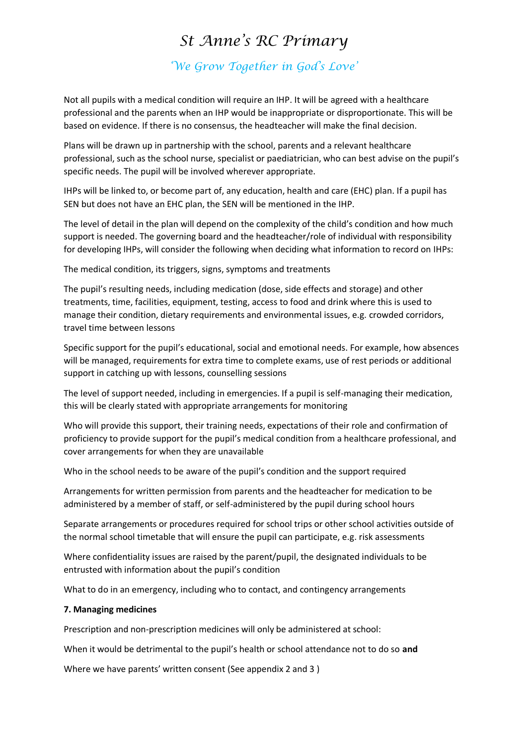Not all pupils with a medical condition will require an IHP. It will be agreed with a healthcare professional and the parents when an IHP would be inappropriate or disproportionate. This will be based on evidence. If there is no consensus, the headteacher will make the final decision.

Plans will be drawn up in partnership with the school, parents and a relevant healthcare professional, such as the school nurse, specialist or paediatrician, who can best advise on the pupil's specific needs. The pupil will be involved wherever appropriate.

IHPs will be linked to, or become part of, any education, health and care (EHC) plan. If a pupil has SEN but does not have an EHC plan, the SEN will be mentioned in the IHP.

The level of detail in the plan will depend on the complexity of the child's condition and how much support is needed. The governing board and the headteacher/role of individual with responsibility for developing IHPs, will consider the following when deciding what information to record on IHPs:

The medical condition, its triggers, signs, symptoms and treatments

The pupil's resulting needs, including medication (dose, side effects and storage) and other treatments, time, facilities, equipment, testing, access to food and drink where this is used to manage their condition, dietary requirements and environmental issues, e.g. crowded corridors, travel time between lessons

Specific support for the pupil's educational, social and emotional needs. For example, how absences will be managed, requirements for extra time to complete exams, use of rest periods or additional support in catching up with lessons, counselling sessions

The level of support needed, including in emergencies. If a pupil is self-managing their medication, this will be clearly stated with appropriate arrangements for monitoring

Who will provide this support, their training needs, expectations of their role and confirmation of proficiency to provide support for the pupil's medical condition from a healthcare professional, and cover arrangements for when they are unavailable

Who in the school needs to be aware of the pupil's condition and the support required

Arrangements for written permission from parents and the headteacher for medication to be administered by a member of staff, or self-administered by the pupil during school hours

Separate arrangements or procedures required for school trips or other school activities outside of the normal school timetable that will ensure the pupil can participate, e.g. risk assessments

Where confidentiality issues are raised by the parent/pupil, the designated individuals to be entrusted with information about the pupil's condition

What to do in an emergency, including who to contact, and contingency arrangements

**7. Managing medicines**

Prescription and non-prescription medicines will only be administered at school:

When it would be detrimental to the pupil's health or school attendance not to do so **and**

Where we have parents' written consent (See appendix 2 and 3 )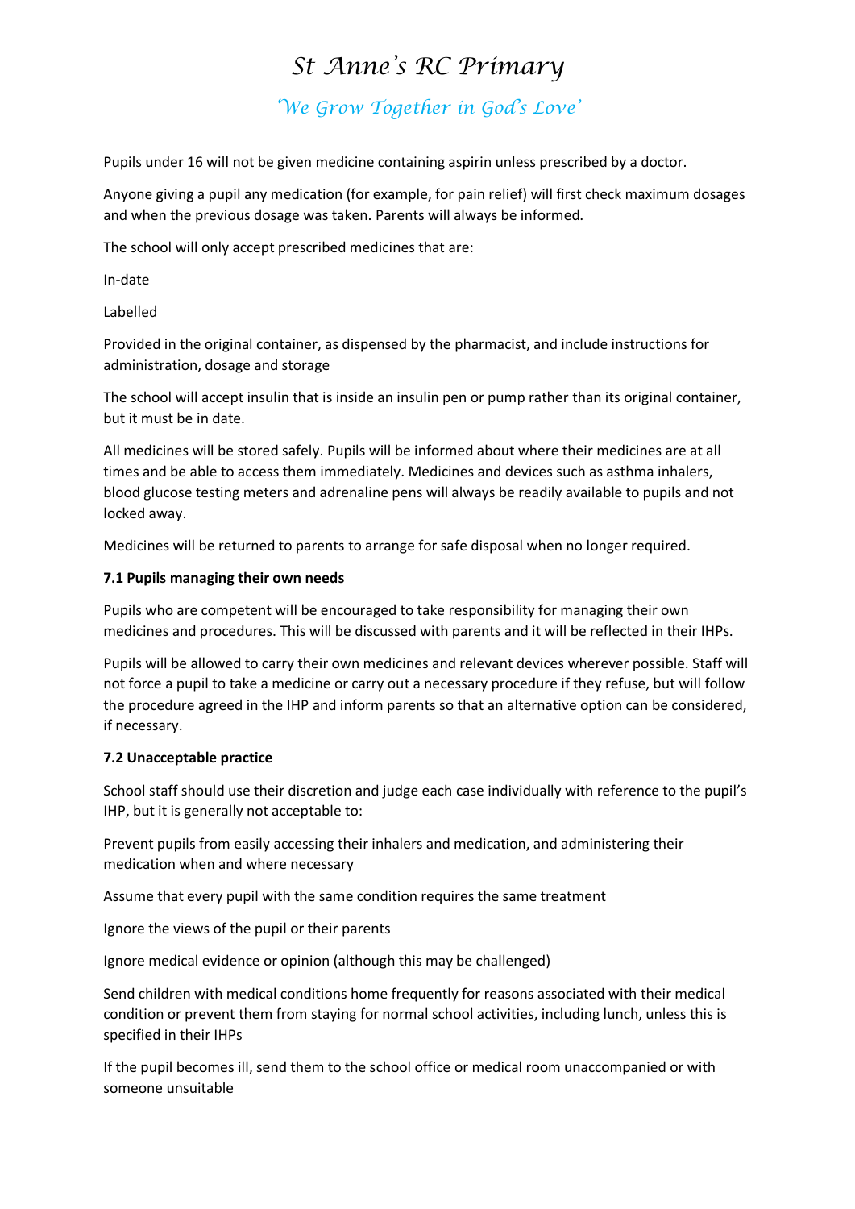Pupils under 16 will not be given medicine containing aspirin unless prescribed by a doctor.

Anyone giving a pupil any medication (for example, for pain relief) will first check maximum dosages and when the previous dosage was taken. Parents will always be informed.

The school will only accept prescribed medicines that are:

In-date

Labelled

Provided in the original container, as dispensed by the pharmacist, and include instructions for administration, dosage and storage

The school will accept insulin that is inside an insulin pen or pump rather than its original container, but it must be in date.

All medicines will be stored safely. Pupils will be informed about where their medicines are at all times and be able to access them immediately. Medicines and devices such as asthma inhalers, blood glucose testing meters and adrenaline pens will always be readily available to pupils and not locked away.

Medicines will be returned to parents to arrange for safe disposal when no longer required.

**7.1 Pupils managing their own needs**

Pupils who are competent will be encouraged to take responsibility for managing their own medicines and procedures. This will be discussed with parents and it will be reflected in their IHPs.

Pupils will be allowed to carry their own medicines and relevant devices wherever possible. Staff will not force a pupil to take a medicine or carry out a necessary procedure if they refuse, but will follow the procedure agreed in the IHP and inform parents so that an alternative option can be considered, if necessary.

**7.2 Unacceptable practice**

School staff should use their discretion and judge each case individually with reference to the pupil's IHP, but it is generally not acceptable to:

Prevent pupils from easily accessing their inhalers and medication, and administering their medication when and where necessary

Assume that every pupil with the same condition requires the same treatment

Ignore the views of the pupil or their parents

Ignore medical evidence or opinion (although this may be challenged)

Send children with medical conditions home frequently for reasons associated with their medical condition or prevent them from staying for normal school activities, including lunch, unless this is specified in their IHPs

If the pupil becomes ill, send them to the school office or medical room unaccompanied or with someone unsuitable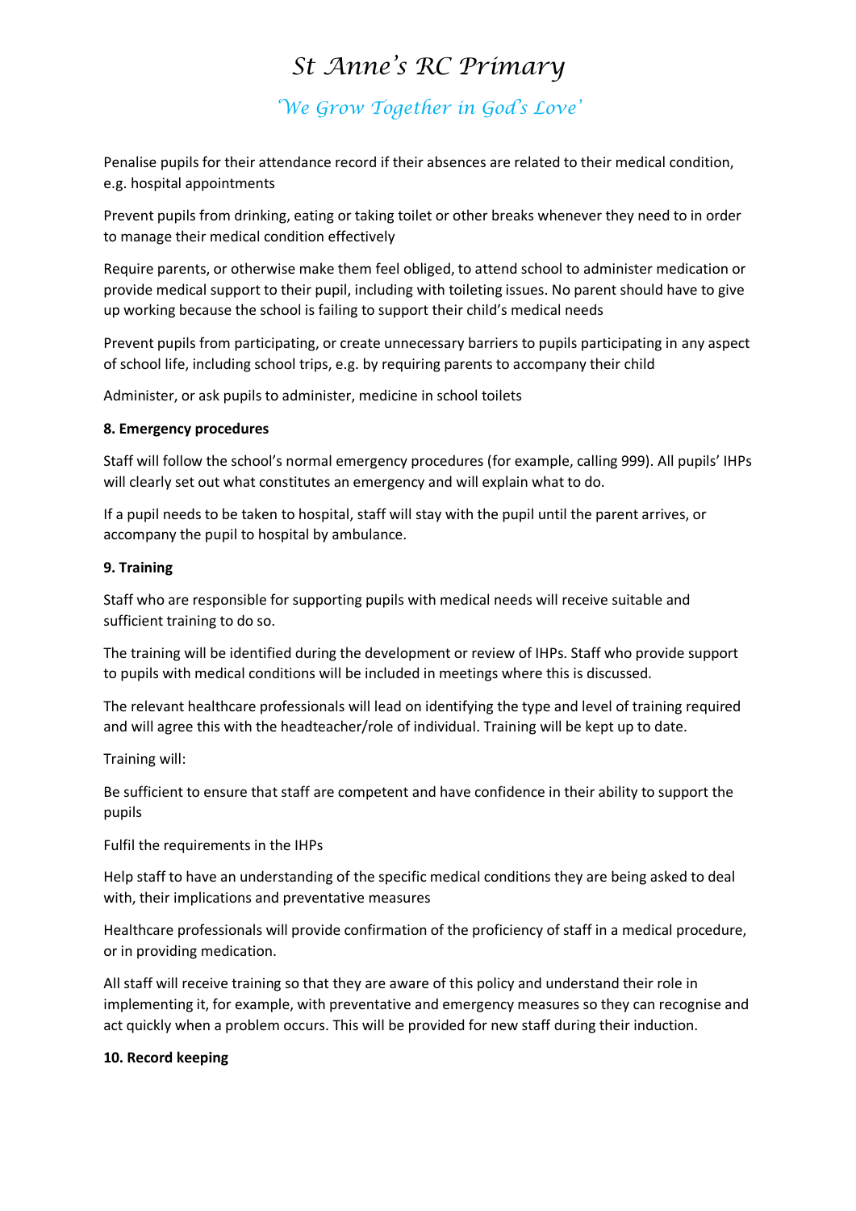Penalise pupils for their attendance record if their absences are related to their medical condition, e.g. hospital appointments

Prevent pupils from drinking, eating or taking toilet or other breaks whenever they need to in order to manage their medical condition effectively

Require parents, or otherwise make them feel obliged, to attend school to administer medication or provide medical support to their pupil, including with toileting issues. No parent should have to give up working because the school is failing to support their child's medical needs

Prevent pupils from participating, or create unnecessary barriers to pupils participating in any aspect of school life, including school trips, e.g. by requiring parents to accompany their child

Administer, or ask pupils to administer, medicine in school toilets

**8. Emergency procedures**

Staff will follow the school's normal emergency procedures (for example, calling 999). All pupils' IHPs will clearly set out what constitutes an emergency and will explain what to do.

If a pupil needs to be taken to hospital, staff will stay with the pupil until the parent arrives, or accompany the pupil to hospital by ambulance.

**9. Training**

Staff who are responsible for supporting pupils with medical needs will receive suitable and sufficient training to do so.

The training will be identified during the development or review of IHPs. Staff who provide support to pupils with medical conditions will be included in meetings where this is discussed.

The relevant healthcare professionals will lead on identifying the type and level of training required and will agree this with the headteacher/role of individual. Training will be kept up to date.

Training will:

Be sufficient to ensure that staff are competent and have confidence in their ability to support the pupils

Fulfil the requirements in the IHPs

Help staff to have an understanding of the specific medical conditions they are being asked to deal with, their implications and preventative measures

Healthcare professionals will provide confirmation of the proficiency of staff in a medical procedure, or in providing medication.

All staff will receive training so that they are aware of this policy and understand their role in implementing it, for example, with preventative and emergency measures so they can recognise and act quickly when a problem occurs. This will be provided for new staff during their induction.

**10. Record keeping**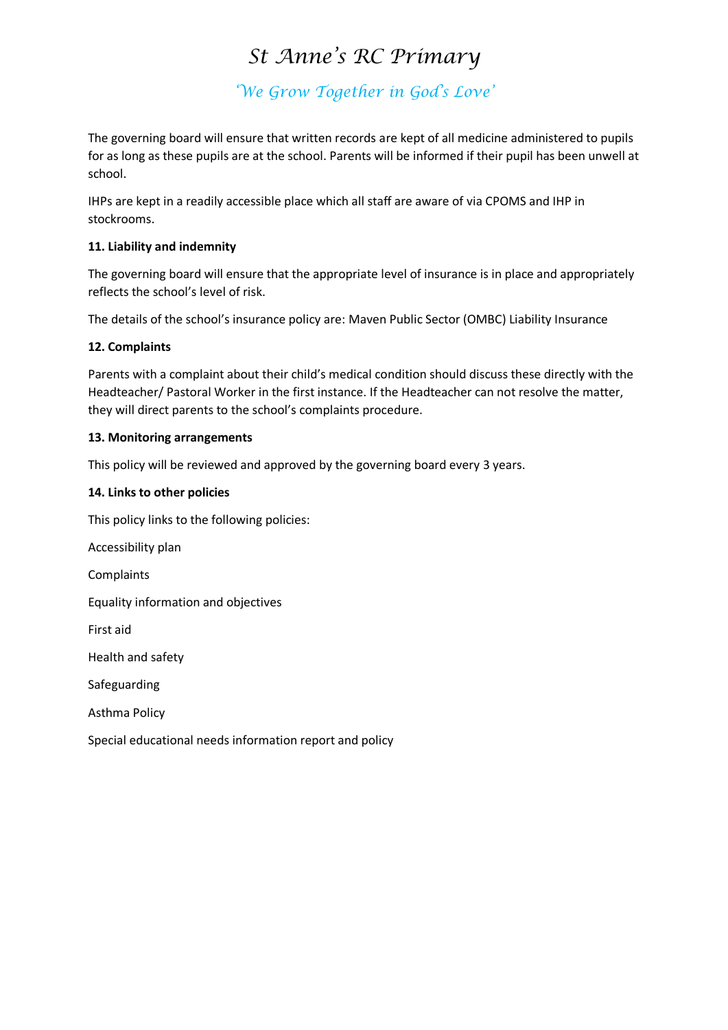The governing board will ensure that written records are kept of all medicine administered to pupils for as long as these pupils are at the school. Parents will be informed if their pupil has been unwell at school.

IHPs are kept in a readily accessible place which all staff are aware of via CPOMS and IHP in stockrooms.

**11. Liability and indemnity**

The governing board will ensure that the appropriate level of insurance is in place and appropriately reflects the school's level of risk.

The details of the school's insurance policy are: Maven Public Sector (OMBC) Liability Insurance

**12. Complaints**

Parents with a complaint about their child's medical condition should discuss these directly with the Headteacher/ Pastoral Worker in the first instance. If the Headteacher can not resolve the matter, they will direct parents to the school's complaints procedure.

**13. Monitoring arrangements**

This policy will be reviewed and approved by the governing board every 3 years.

**14. Links to other policies**

This policy links to the following policies:

Accessibility plan

Complaints

Equality information and objectives

First aid

Health and safety

Safeguarding

Asthma Policy

Special educational needs information report and policy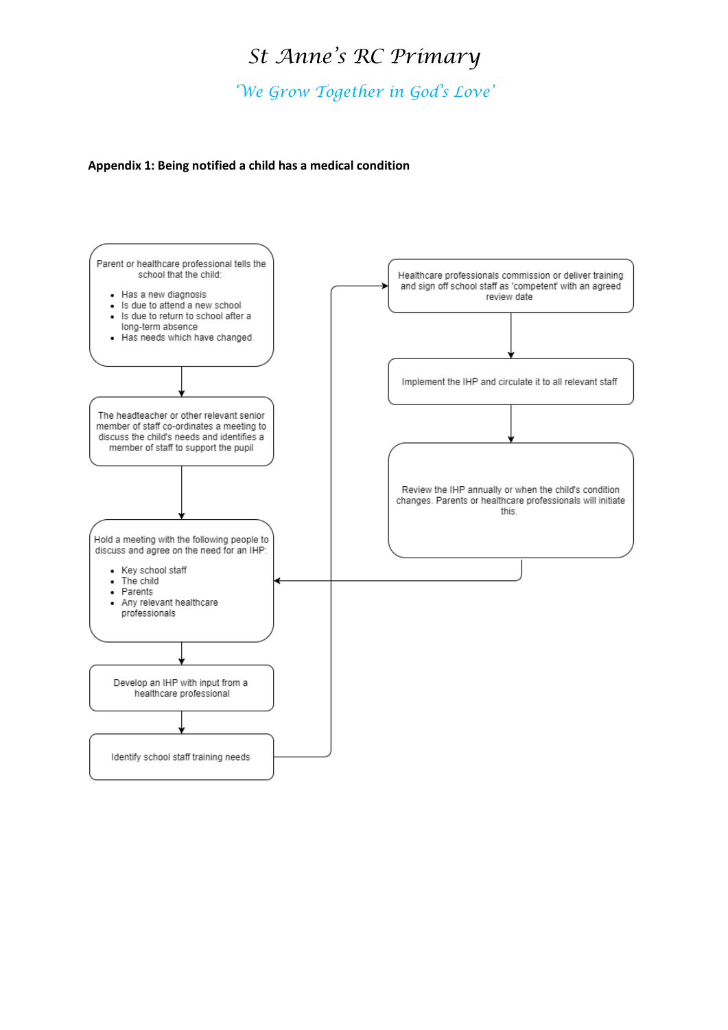# St Anne's RC Primary

*'We Grow Together in God's Love'*

**Appendix 1: Being notified a child has a medical condition**

Parent or healthcare professional tells the school that the child:

- Has a new diagnosis
- Is due to attend a new school
- Is due to return to school after a long-term absence
- Has needs which have changed

↓

The headteacher or other relevant senior member of staff co-ordinates a meeting to discuss the child's needs and identifies a member of staff to support the pupil

↓

Hold a meeting with the following people to discuss and agree on the need for an IHP:

- Key school staff
- The child
- Parents
- Any relevant healthcare professionals

↓

Develop an IHP with input from a healthcare professional

↓

Identify school staff training needs

↓

Healthcare professionals commission or deliver training and sign off school staff as 'competent' with an agreed review date

↓

Implement the IHP and circulate it to all relevant staff

↓

Review the IHP annually or when the child's condition changes. Parents or healthcare professionals will initiate this.

↓ (returns to "Hold a meeting with the following people to discuss and agree on the need for an IHP")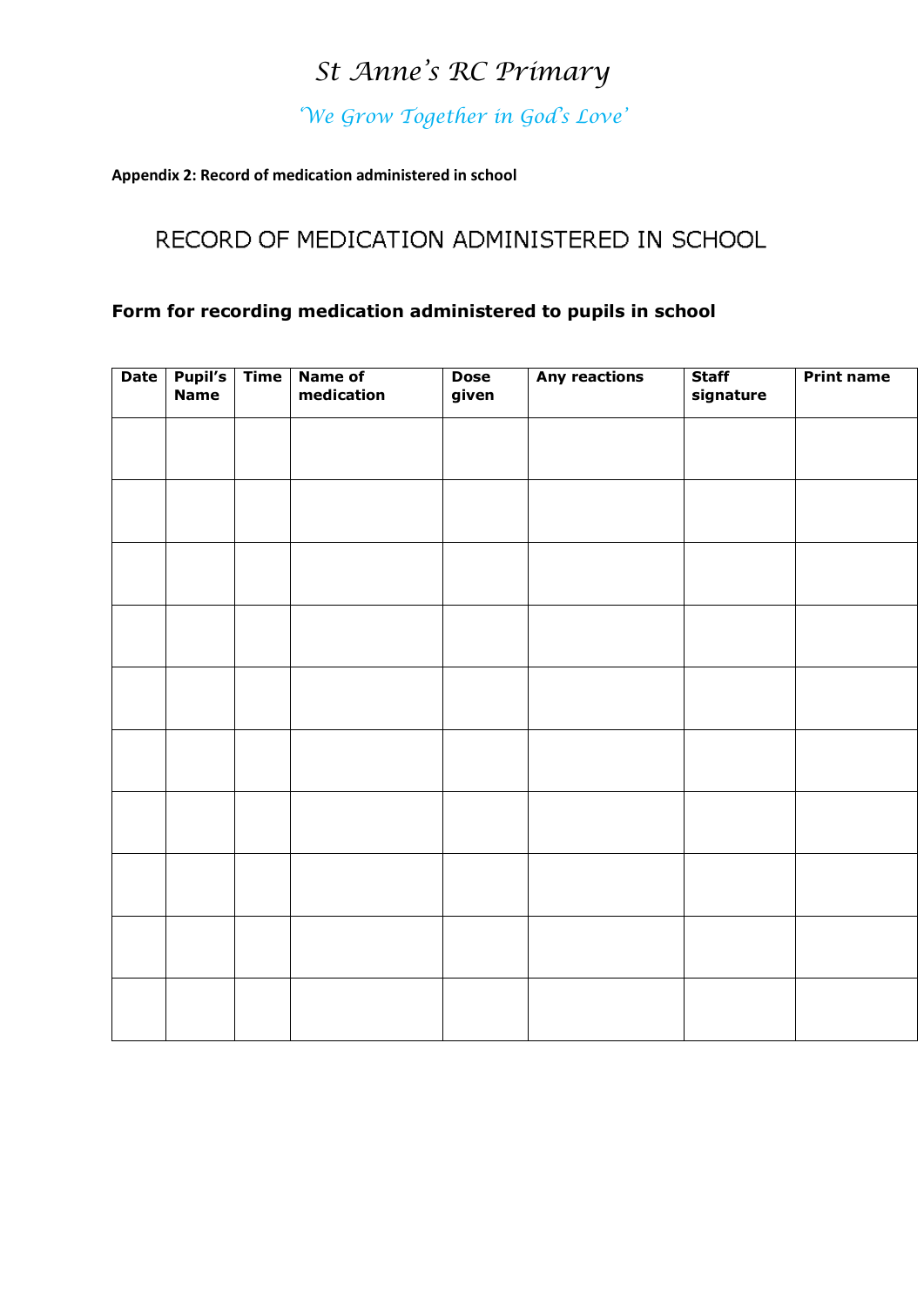# *St Anne's RC Primary*

*'We Grow Together in God's Love'*

**Appendix 2: Record of medication administered in school**

## RECORD OF MEDICATION ADMINISTERED IN SCHOOL

### Form for recording medication administered to pupils in school

| Date | Pupil's Name | Time | Name of medication | Dose given | Any reactions | Staff signature | Print name |
|---|---|---|---|---|---|---|---|
| | | | | | | | |
| | | | | | | | |
| | | | | | | | |
| | | | | | | | |
| | | | | | | | |
| | | | | | | | |
| | | | | | | | |
| | | | | | | | |
| | | | | | | | |
| | | | | | | | |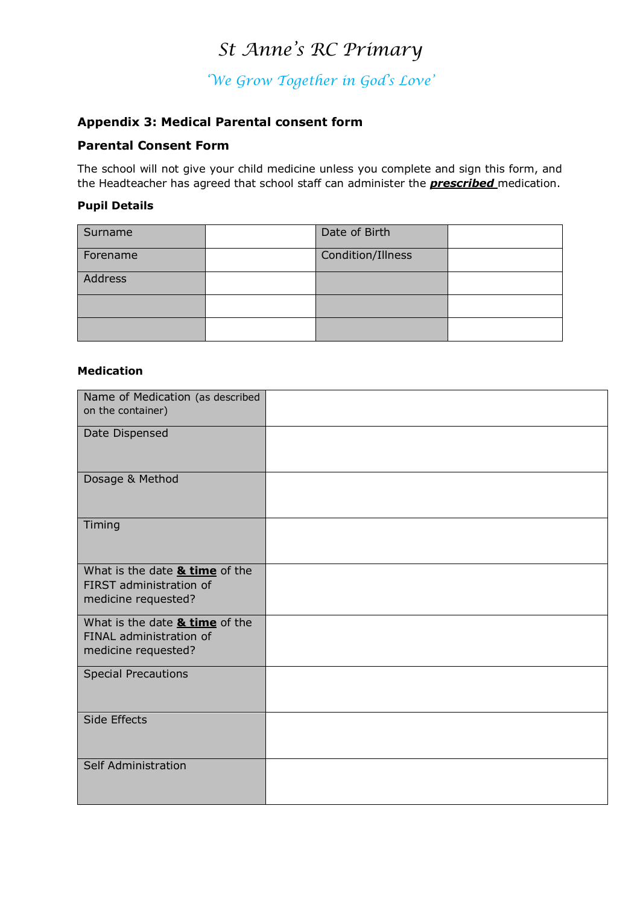# St Anne's RC Primary

*'We Grow Together in God's Love'*

## Appendix 3: Medical Parental consent form

### Parental Consent Form

The school will not give your child medicine unless you complete and sign this form, and the Headteacher has agreed that school staff can administer the ***prescribed*** medication.

**Pupil Details**

| Surname | | Date of Birth | |
|---|---|---|---|
| Forename | | Condition/Illness | |
| Address | | | |
| | | | |
| | | | |

**Medication**

| Name of Medication (as described on the container) | |
|---|---|
| Date Dispensed | |
| Dosage & Method | |
| Timing | |
| What is the date **& time** of the FIRST administration of medicine requested? | |
| What is the date **& time** of the FINAL administration of medicine requested? | |
| Special Precautions | |
| Side Effects | |
| Self Administration | |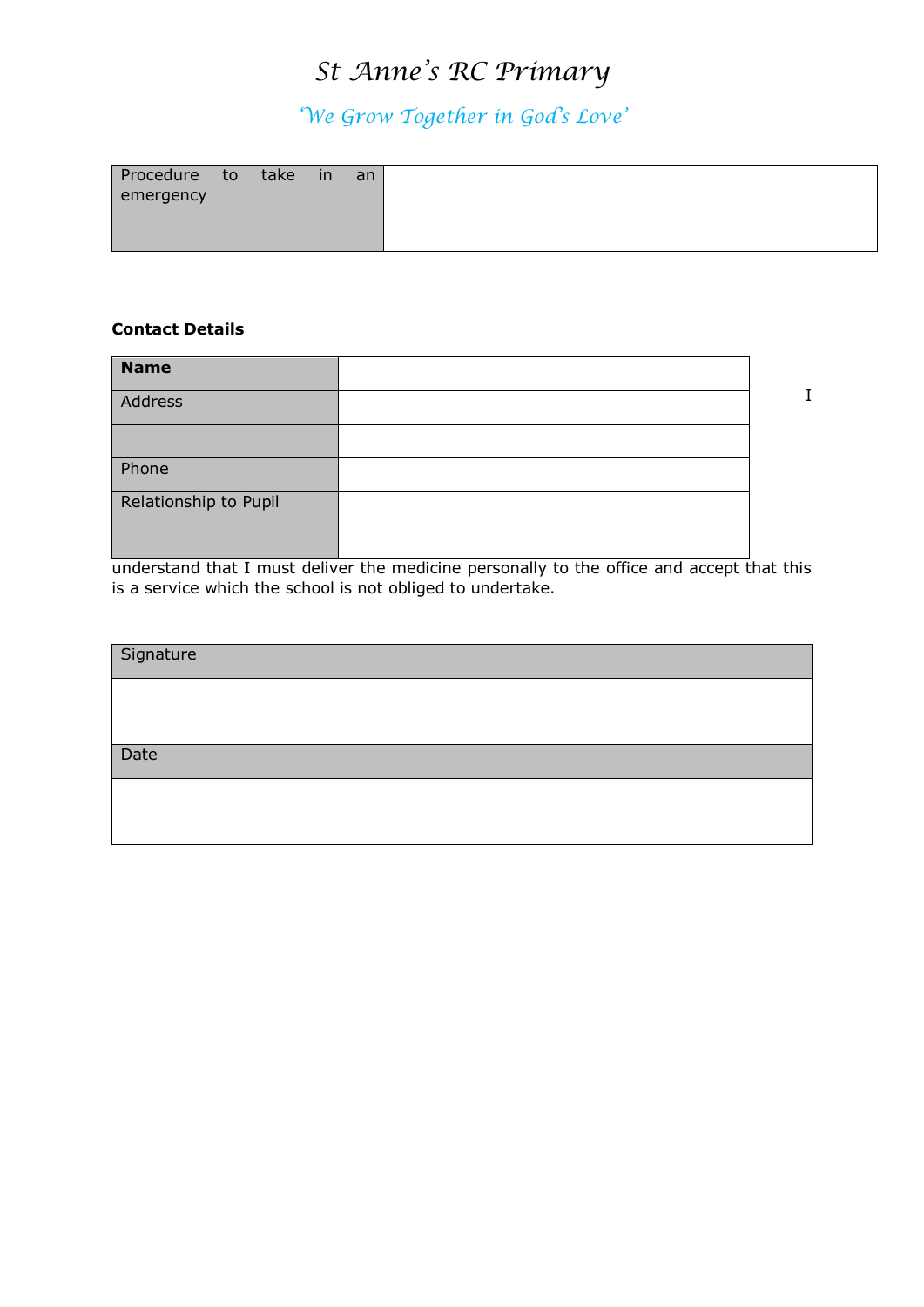# St Anne's RC Primary

*'We Grow Together in God's Love'*

| | |
|---|---|
| Procedure to take in an emergency | |

**Contact Details**

| | |
|---|---|
| **Name** | |
| Address | |
| | |
| Phone | |
| Relationship to Pupil | |

I understand that I must deliver the medicine personally to the office and accept that this is a service which the school is not obliged to undertake.

| |
|---|
| Signature |
| |
| Date |
| |